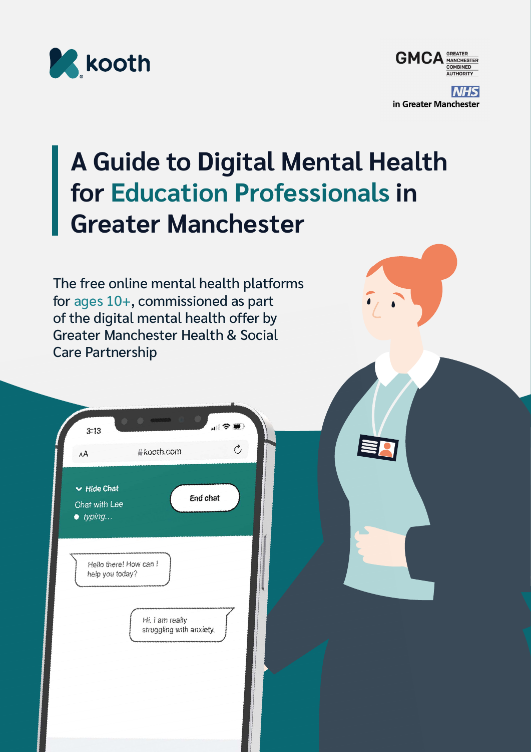kooth

GMCA GREATER MANCHESTER COMBINED AUTHORITY

NHS in Greater Manchester

# A Guide to Digital Mental Health for Education Professionals in Greater Manchester

The free online mental health platforms for ages 10+, commissioned as part of the digital mental health offer by Greater Manchester Health & Social Care Partnership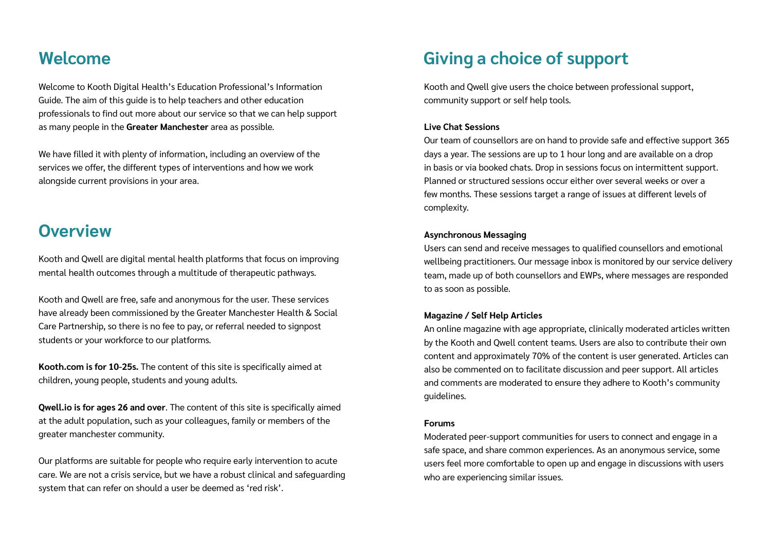## Welcome

Welcome to Kooth Digital Health's Education Professional's Information Guide. The aim of this guide is to help teachers and other education professionals to find out more about our service so that we can help support as many people in the **Greater Manchester** area as possible.

We have filled it with plenty of information, including an overview of the services we offer, the different types of interventions and how we work alongside current provisions in your area.

## Overview

Kooth and Qwell are digital mental health platforms that focus on improving mental health outcomes through a multitude of therapeutic pathways.

Kooth and Qwell are free, safe and anonymous for the user. These services have already been commissioned by the Greater Manchester Health & Social Care Partnership, so there is no fee to pay, or referral needed to signpost students or your workforce to our platforms.

**Kooth.com is for 10-25s.** The content of this site is specifically aimed at children, young people, students and young adults.

**Qwell.io is for ages 26 and over**. The content of this site is specifically aimed at the adult population, such as your colleagues, family or members of the greater manchester community.

Our platforms are suitable for people who require early intervention to acute care. We are not a crisis service, but we have a robust clinical and safeguarding system that can refer on should a user be deemed as 'red risk'.

## Giving a choice of support

Kooth and Qwell give users the choice between professional support, community support or self help tools.

**Live Chat Sessions**

Our team of counsellors are on hand to provide safe and effective support 365 days a year. The sessions are up to 1 hour long and are available on a drop in basis or via booked chats. Drop in sessions focus on intermittent support. Planned or structured sessions occur either over several weeks or over a few months. These sessions target a range of issues at different levels of complexity.

**Asynchronous Messaging**

Users can send and receive messages to qualified counsellors and emotional wellbeing practitioners. Our message inbox is monitored by our service delivery team, made up of both counsellors and EWPs, where messages are responded to as soon as possible.

**Magazine / Self Help Articles**

An online magazine with age appropriate, clinically moderated articles written by the Kooth and Qwell content teams. Users are also to contribute their own content and approximately 70% of the content is user generated. Articles can also be commented on to facilitate discussion and peer support. All articles and comments are moderated to ensure they adhere to Kooth's community guidelines.

**Forums**

Moderated peer-support communities for users to connect and engage in a safe space, and share common experiences. As an anonymous service, some users feel more comfortable to open up and engage in discussions with users who are experiencing similar issues.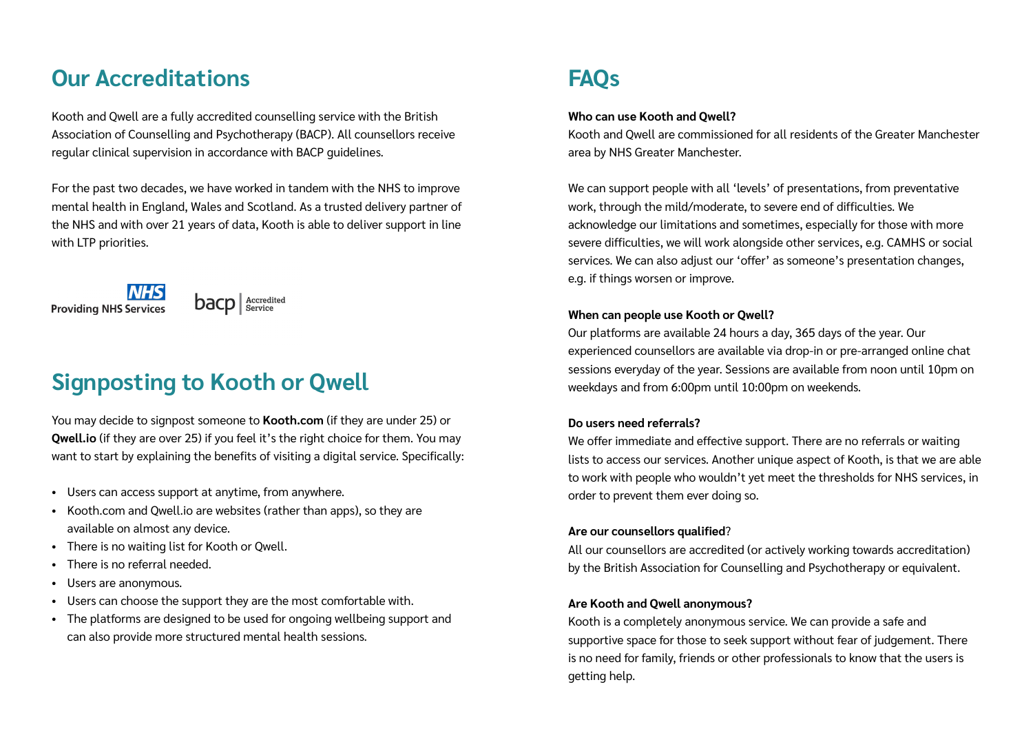## Our Accreditations

Kooth and Qwell are a fully accredited counselling service with the British Association of Counselling and Psychotherapy (BACP). All counsellors receive regular clinical supervision in accordance with BACP guidelines.

For the past two decades, we have worked in tandem with the NHS to improve mental health in England, Wales and Scotland. As a trusted delivery partner of the NHS and with over 21 years of data, Kooth is able to deliver support in line with LTP priorities.

NHS Providing NHS Services

bacp | Accredited Service

## Signposting to Kooth or Qwell

You may decide to signpost someone to **Kooth.com** (if they are under 25) or **Qwell.io** (if they are over 25) if you feel it's the right choice for them. You may want to start by explaining the benefits of visiting a digital service. Specifically:

- Users can access support at anytime, from anywhere.
- Kooth.com and Qwell.io are websites (rather than apps), so they are available on almost any device.
- There is no waiting list for Kooth or Qwell.
- There is no referral needed.
- Users are anonymous.
- Users can choose the support they are the most comfortable with.
- The platforms are designed to be used for ongoing wellbeing support and can also provide more structured mental health sessions.

## FAQs

**Who can use Kooth and Qwell?**
Kooth and Qwell are commissioned for all residents of the Greater Manchester area by NHS Greater Manchester.

We can support people with all 'levels' of presentations, from preventative work, through the mild/moderate, to severe end of difficulties. We acknowledge our limitations and sometimes, especially for those with more severe difficulties, we will work alongside other services, e.g. CAMHS or social services. We can also adjust our 'offer' as someone's presentation changes, e.g. if things worsen or improve.

**When can people use Kooth or Qwell?**
Our platforms are available 24 hours a day, 365 days of the year. Our experienced counsellors are available via drop-in or pre-arranged online chat sessions everyday of the year. Sessions are available from noon until 10pm on weekdays and from 6:00pm until 10:00pm on weekends.

**Do users need referrals?**
We offer immediate and effective support. There are no referrals or waiting lists to access our services. Another unique aspect of Kooth, is that we are able to work with people who wouldn't yet meet the thresholds for NHS services, in order to prevent them ever doing so.

**Are our counsellors qualified**?
All our counsellors are accredited (or actively working towards accreditation) by the British Association for Counselling and Psychotherapy or equivalent.

**Are Kooth and Qwell anonymous?**
Kooth is a completely anonymous service. We can provide a safe and supportive space for those to seek support without fear of judgement. There is no need for family, friends or other professionals to know that the users is getting help.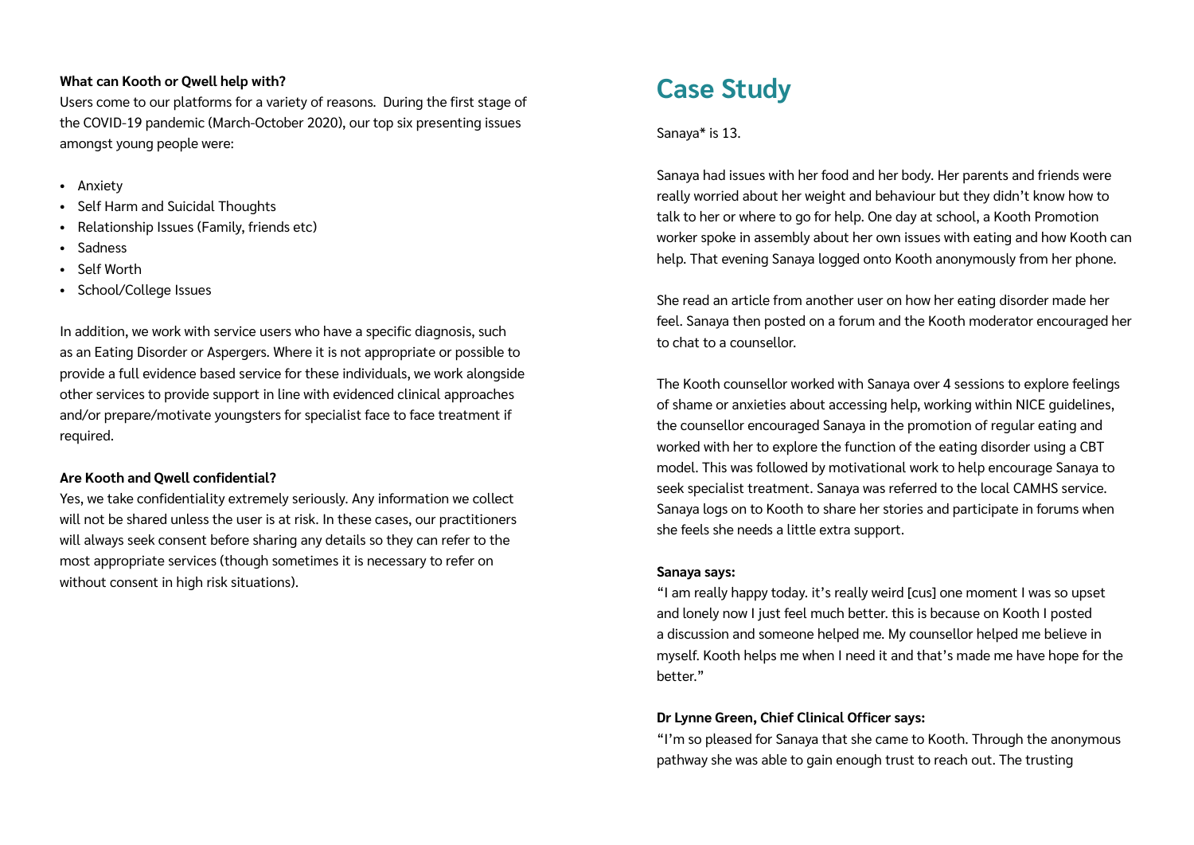**What can Kooth or Qwell help with?**

Users come to our platforms for a variety of reasons. During the first stage of the COVID-19 pandemic (March-October 2020), our top six presenting issues amongst young people were:

- Anxiety
- Self Harm and Suicidal Thoughts
- Relationship Issues (Family, friends etc)
- Sadness
- Self Worth
- School/College Issues

In addition, we work with service users who have a specific diagnosis, such as an Eating Disorder or Aspergers. Where it is not appropriate or possible to provide a full evidence based service for these individuals, we work alongside other services to provide support in line with evidenced clinical approaches and/or prepare/motivate youngsters for specialist face to face treatment if required.

**Are Kooth and Qwell confidential?**

Yes, we take confidentiality extremely seriously. Any information we collect will not be shared unless the user is at risk. In these cases, our practitioners will always seek consent before sharing any details so they can refer to the most appropriate services (though sometimes it is necessary to refer on without consent in high risk situations).

## Case Study

Sanaya* is 13.

Sanaya had issues with her food and her body. Her parents and friends were really worried about her weight and behaviour but they didn't know how to talk to her or where to go for help. One day at school, a Kooth Promotion worker spoke in assembly about her own issues with eating and how Kooth can help. That evening Sanaya logged onto Kooth anonymously from her phone.

She read an article from another user on how her eating disorder made her feel. Sanaya then posted on a forum and the Kooth moderator encouraged her to chat to a counsellor.

The Kooth counsellor worked with Sanaya over 4 sessions to explore feelings of shame or anxieties about accessing help, working within NICE guidelines, the counsellor encouraged Sanaya in the promotion of regular eating and worked with her to explore the function of the eating disorder using a CBT model. This was followed by motivational work to help encourage Sanaya to seek specialist treatment. Sanaya was referred to the local CAMHS service. Sanaya logs on to Kooth to share her stories and participate in forums when she feels she needs a little extra support.

**Sanaya says:**

"I am really happy today. it's really weird [cus] one moment I was so upset and lonely now I just feel much better. this is because on Kooth I posted a discussion and someone helped me. My counsellor helped me believe in myself. Kooth helps me when I need it and that's made me have hope for the better."

**Dr Lynne Green, Chief Clinical Officer says:**

"I'm so pleased for Sanaya that she came to Kooth. Through the anonymous pathway she was able to gain enough trust to reach out. The trusting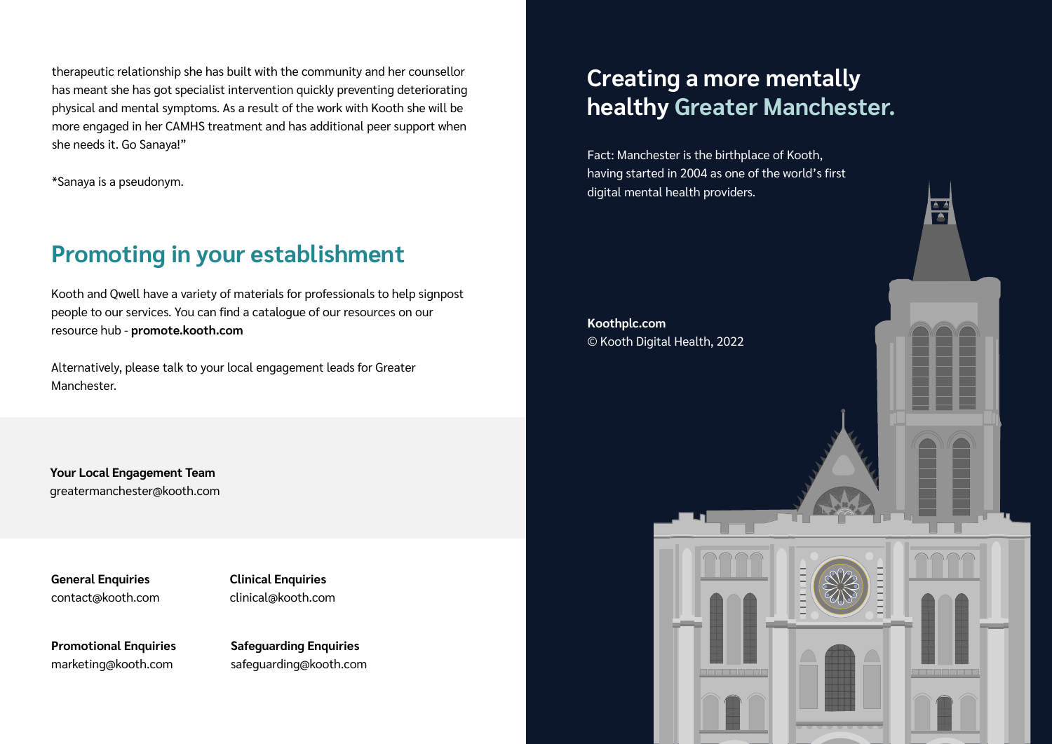therapeutic relationship she has built with the community and her counsellor has meant she has got specialist intervention quickly preventing deteriorating physical and mental symptoms. As a result of the work with Kooth she will be more engaged in her CAMHS treatment and has additional peer support when she needs it. Go Sanaya!"

*Sanaya is a pseudonym.

## Promoting in your establishment

Kooth and Qwell have a variety of materials for professionals to help signpost people to our services. You can find a catalogue of our resources on our resource hub - **promote.kooth.com**

Alternatively, please talk to your local engagement leads for Greater Manchester.

**Your Local Engagement Team**
greatermanchester@kooth.com

**General Enquiries**
contact@kooth.com

**Clinical Enquiries**
clinical@kooth.com

**Promotional Enquiries**
marketing@kooth.com

**Safeguarding Enquiries**
safeguarding@kooth.com

## Creating a more mentally healthy Greater Manchester.

Fact: Manchester is the birthplace of Kooth, having started in 2004 as one of the world's first digital mental health providers.

**Koothplc.com**
© Kooth Digital Health, 2022